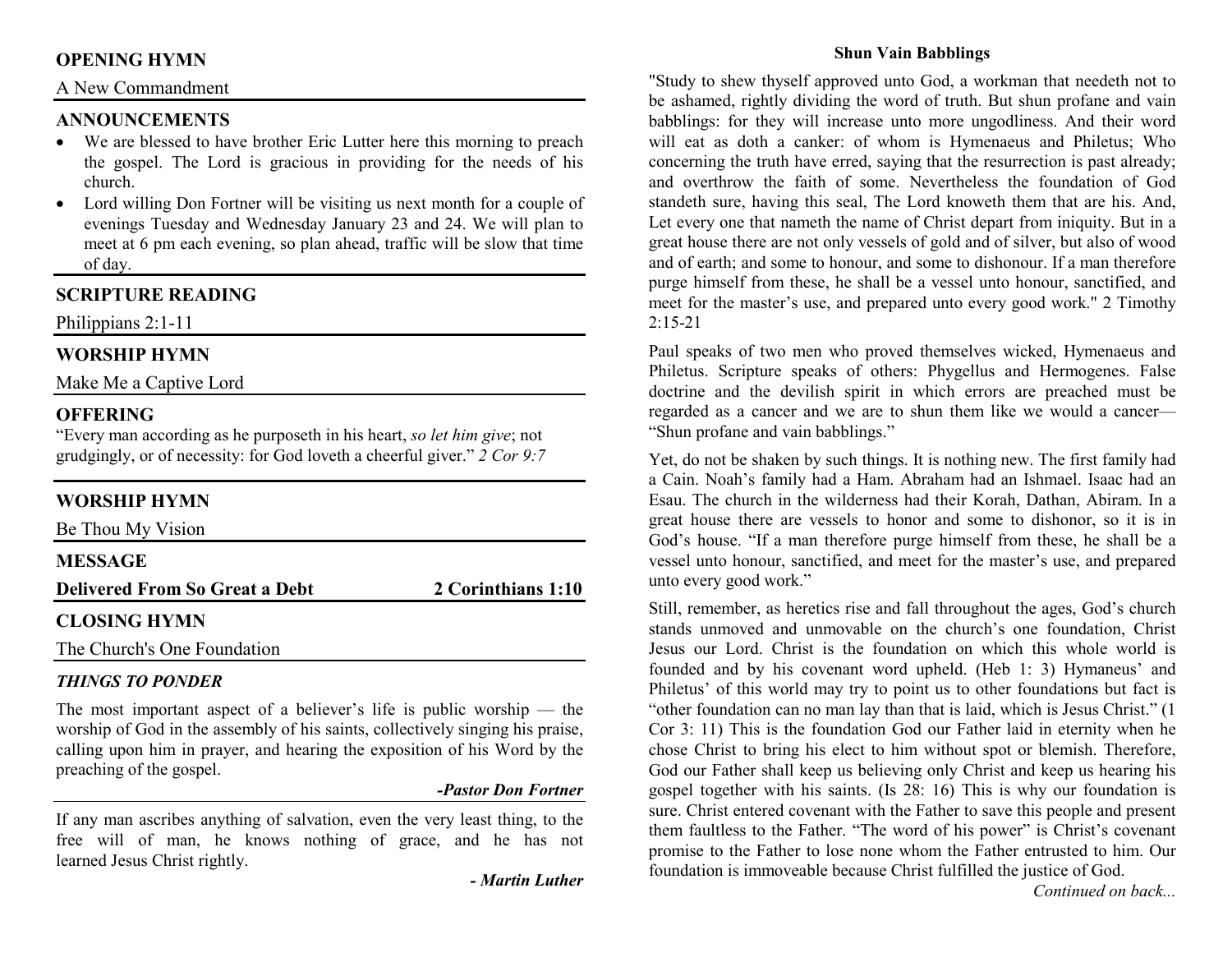## OPENING HYMN

A New Commandment

## ANNOUNCEMENTS

- We are blessed to have brother Eric Lutter here this morning to preach the gospel. The Lord is gracious in providing for the needs of his church.
- Lord willing Don Fortner will be visiting us next month for a couple of evenings Tuesday and Wednesday January 23 and 24. We will plan to meet at 6 pm each evening, so plan ahead, traffic will be slow that time of day.

## SCRIPTURE READING

Philippians 2:1-11

## WORSHIP HYMN

Make Me a Captive Lord

## OFFERING

"Every man according as he purposeth in his heart, *so let him give*; not grudgingly, or of necessity: for God loveth a cheerful giver." *2 Cor 9:7*

## WORSHIP HYMN

Be Thou My Vision

## MESSAGE

**Delivered From So Great a Debt** — **2 Corinthians 1:10**

## CLOSING HYMN

The Church's One Foundation

### *THINGS TO PONDER*

The most important aspect of a believer's life is public worship — the worship of God in the assembly of his saints, collectively singing his praise, calling upon him in prayer, and hearing the exposition of his Word by the preaching of the gospel.

***-Pastor Don Fortner***

If any man ascribes anything of salvation, even the very least thing, to the free will of man, he knows nothing of grace, and he has not learned Jesus Christ rightly.

***- Martin Luther***

### Shun Vain Babblings

"Study to shew thyself approved unto God, a workman that needeth not to be ashamed, rightly dividing the word of truth. But shun profane and vain babblings: for they will increase unto more ungodliness. And their word will eat as doth a canker: of whom is Hymenaeus and Philetus; Who concerning the truth have erred, saying that the resurrection is past already; and overthrow the faith of some. Nevertheless the foundation of God standeth sure, having this seal, The Lord knoweth them that are his. And, Let every one that nameth the name of Christ depart from iniquity. But in a great house there are not only vessels of gold and of silver, but also of wood and of earth; and some to honour, and some to dishonour. If a man therefore purge himself from these, he shall be a vessel unto honour, sanctified, and meet for the master's use, and prepared unto every good work." 2 Timothy 2:15-21

Paul speaks of two men who proved themselves wicked, Hymenaeus and Philetus. Scripture speaks of others: Phygellus and Hermogenes. False doctrine and the devilish spirit in which errors are preached must be regarded as a cancer and we are to shun them like we would a cancer— "Shun profane and vain babblings."

Yet, do not be shaken by such things. It is nothing new. The first family had a Cain. Noah's family had a Ham. Abraham had an Ishmael. Isaac had an Esau. The church in the wilderness had their Korah, Dathan, Abiram. In a great house there are vessels to honor and some to dishonor, so it is in God's house. "If a man therefore purge himself from these, he shall be a vessel unto honour, sanctified, and meet for the master's use, and prepared unto every good work."

Still, remember, as heretics rise and fall throughout the ages, God's church stands unmoved and unmovable on the church's one foundation, Christ Jesus our Lord. Christ is the foundation on which this whole world is founded and by his covenant word upheld. (Heb 1: 3) Hymaneus' and Philetus' of this world may try to point us to other foundations but fact is "other foundation can no man lay than that is laid, which is Jesus Christ." (1 Cor 3: 11) This is the foundation God our Father laid in eternity when he chose Christ to bring his elect to him without spot or blemish. Therefore, God our Father shall keep us believing only Christ and keep us hearing his gospel together with his saints. (Is 28: 16) This is why our foundation is sure. Christ entered covenant with the Father to save this people and present them faultless to the Father. "The word of his power" is Christ's covenant promise to the Father to lose none whom the Father entrusted to him. Our foundation is immoveable because Christ fulfilled the justice of God.

*Continued on back...*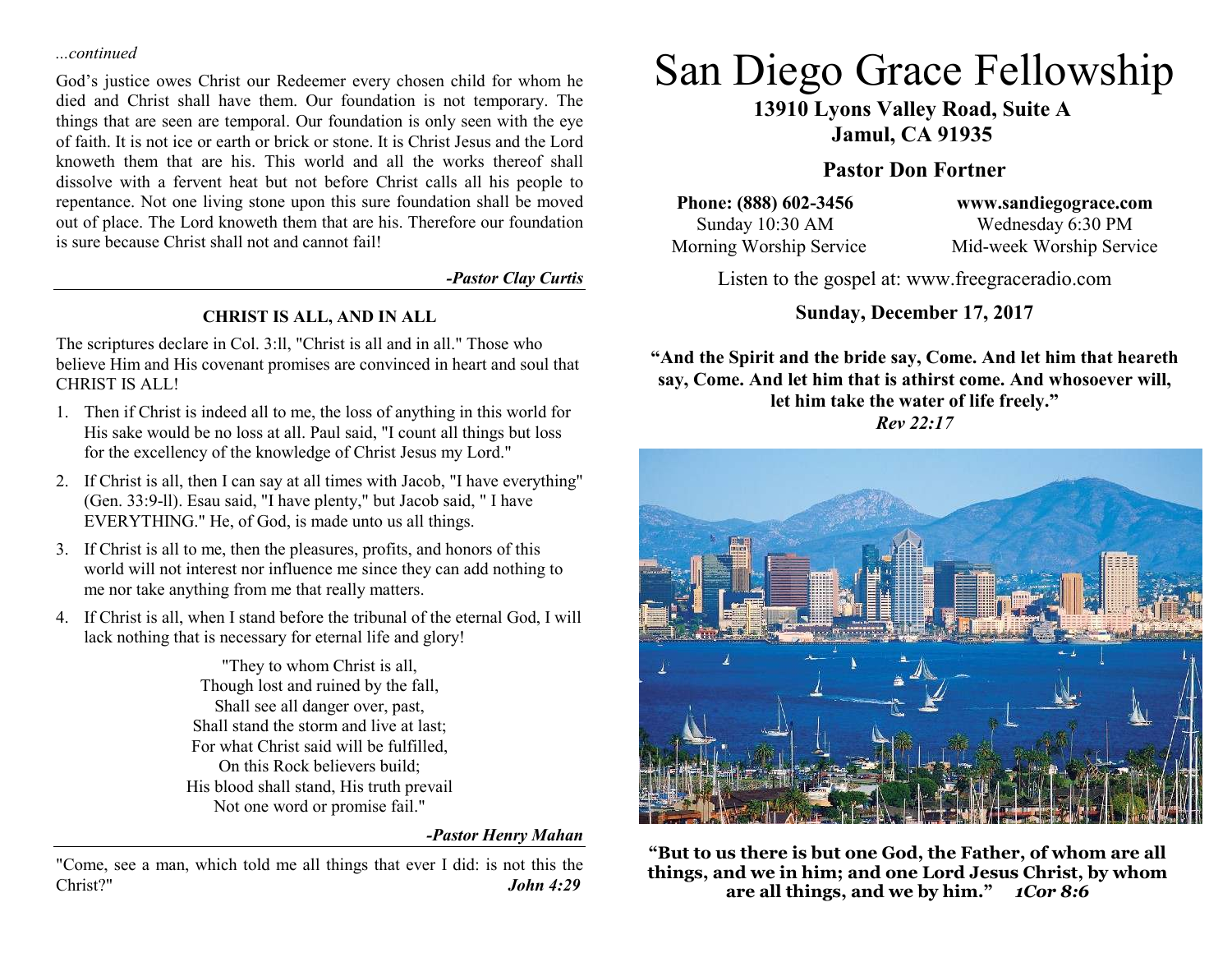*...continued*

God's justice owes Christ our Redeemer every chosen child for whom he died and Christ shall have them. Our foundation is not temporary. The things that are seen are temporal. Our foundation is only seen with the eye of faith. It is not ice or earth or brick or stone. It is Christ Jesus and the Lord knoweth them that are his. This world and all the works thereof shall dissolve with a fervent heat but not before Christ calls all his people to repentance. Not one living stone upon this sure foundation shall be moved out of place. The Lord knoweth them that are his. Therefore our foundation is sure because Christ shall not and cannot fail!

***-Pastor Clay Curtis***

---

## CHRIST IS ALL, AND IN ALL

The scriptures declare in Col. 3:ll, "Christ is all and in all." Those who believe Him and His covenant promises are convinced in heart and soul that CHRIST IS ALL!

1. Then if Christ is indeed all to me, the loss of anything in this world for His sake would be no loss at all. Paul said, "I count all things but loss for the excellency of the knowledge of Christ Jesus my Lord."
2. If Christ is all, then I can say at all times with Jacob, "I have everything" (Gen. 33:9-ll). Esau said, "I have plenty," but Jacob said, " I have EVERYTHING." He, of God, is made unto us all things.
3. If Christ is all to me, then the pleasures, profits, and honors of this world will not interest nor influence me since they can add nothing to me nor take anything from me that really matters.
4. If Christ is all, when I stand before the tribunal of the eternal God, I will lack nothing that is necessary for eternal life and glory!

"They to whom Christ is all,
Though lost and ruined by the fall,
Shall see all danger over, past,
Shall stand the storm and live at last;
For what Christ said will be fulfilled,
On this Rock believers build;
His blood shall stand, His truth prevail
Not one word or promise fail."

***-Pastor Henry Mahan***

---

"Come, see a man, which told me all things that ever I did: is not this the Christ?" ***John 4:29***

# San Diego Grace Fellowship

**13910 Lyons Valley Road, Suite A**
**Jamul, CA 91935**

### Pastor Don Fortner

**Phone: (888) 602-3456**
Sunday 10:30 AM
Morning Worship Service

**www.sandiegograce.com**
Wednesday 6:30 PM
Mid-week Worship Service

Listen to the gospel at: www.freegraceradio.com

**Sunday, December 17, 2017**

**"And the Spirit and the bride say, Come. And let him that heareth say, Come. And let him that is athirst come. And whosoever will, let him take the water of life freely."**
***Rev 22:17***

**"But to us there is but one God, the Father, of whom are all things, and we in him; and one Lord Jesus Christ, by whom are all things, and we by him."** ***1Cor 8:6***